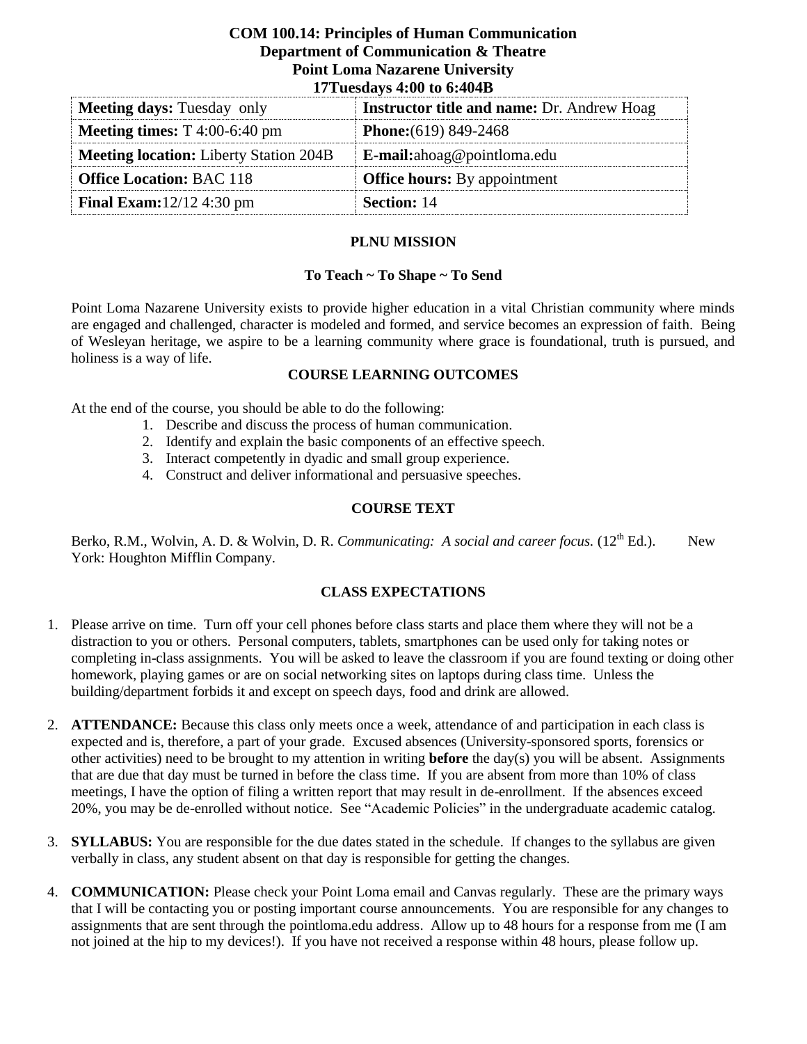# COM 100.14: Principles of Human Communication
## Department of Communication & Theatre
## Point Loma Nazarene University
## 17Tuesdays 4:00 to 6:404B

| **Meeting days:** Tuesday only | **Instructor title and name:** Dr. Andrew Hoag |
|---|---|
| **Meeting times:** T 4:00-6:40 pm | **Phone:**(619) 849-2468 |
| **Meeting location:** Liberty Station 204B | **E-mail:**ahoag@pointloma.edu |
| **Office Location:** BAC 118 | **Office hours:** By appointment |
| **Final Exam:**12/12 4:30 pm | **Section:** 14 |

### PLNU MISSION

**To Teach ~ To Shape ~ To Send**

Point Loma Nazarene University exists to provide higher education in a vital Christian community where minds are engaged and challenged, character is modeled and formed, and service becomes an expression of faith. Being of Wesleyan heritage, we aspire to be a learning community where grace is foundational, truth is pursued, and holiness is a way of life.

### COURSE LEARNING OUTCOMES

At the end of the course, you should be able to do the following:

1. Describe and discuss the process of human communication.
2. Identify and explain the basic components of an effective speech.
3. Interact competently in dyadic and small group experience.
4. Construct and deliver informational and persuasive speeches.

### COURSE TEXT

Berko, R.M., Wolvin, A. D. & Wolvin, D. R. *Communicating: A social and career focus.* (12th Ed.). New York: Houghton Mifflin Company.

### CLASS EXPECTATIONS

1. Please arrive on time. Turn off your cell phones before class starts and place them where they will not be a distraction to you or others. Personal computers, tablets, smartphones can be used only for taking notes or completing in-class assignments. You will be asked to leave the classroom if you are found texting or doing other homework, playing games or are on social networking sites on laptops during class time. Unless the building/department forbids it and except on speech days, food and drink are allowed.

2. **ATTENDANCE:** Because this class only meets once a week, attendance of and participation in each class is expected and is, therefore, a part of your grade. Excused absences (University-sponsored sports, forensics or other activities) need to be brought to my attention in writing **before** the day(s) you will be absent. Assignments that are due that day must be turned in before the class time. If you are absent from more than 10% of class meetings, I have the option of filing a written report that may result in de-enrollment. If the absences exceed 20%, you may be de-enrolled without notice. See "Academic Policies" in the undergraduate academic catalog.

3. **SYLLABUS:** You are responsible for the due dates stated in the schedule. If changes to the syllabus are given verbally in class, any student absent on that day is responsible for getting the changes.

4. **COMMUNICATION:** Please check your Point Loma email and Canvas regularly. These are the primary ways that I will be contacting you or posting important course announcements. You are responsible for any changes to assignments that are sent through the pointloma.edu address. Allow up to 48 hours for a response from me (I am not joined at the hip to my devices!). If you have not received a response within 48 hours, please follow up.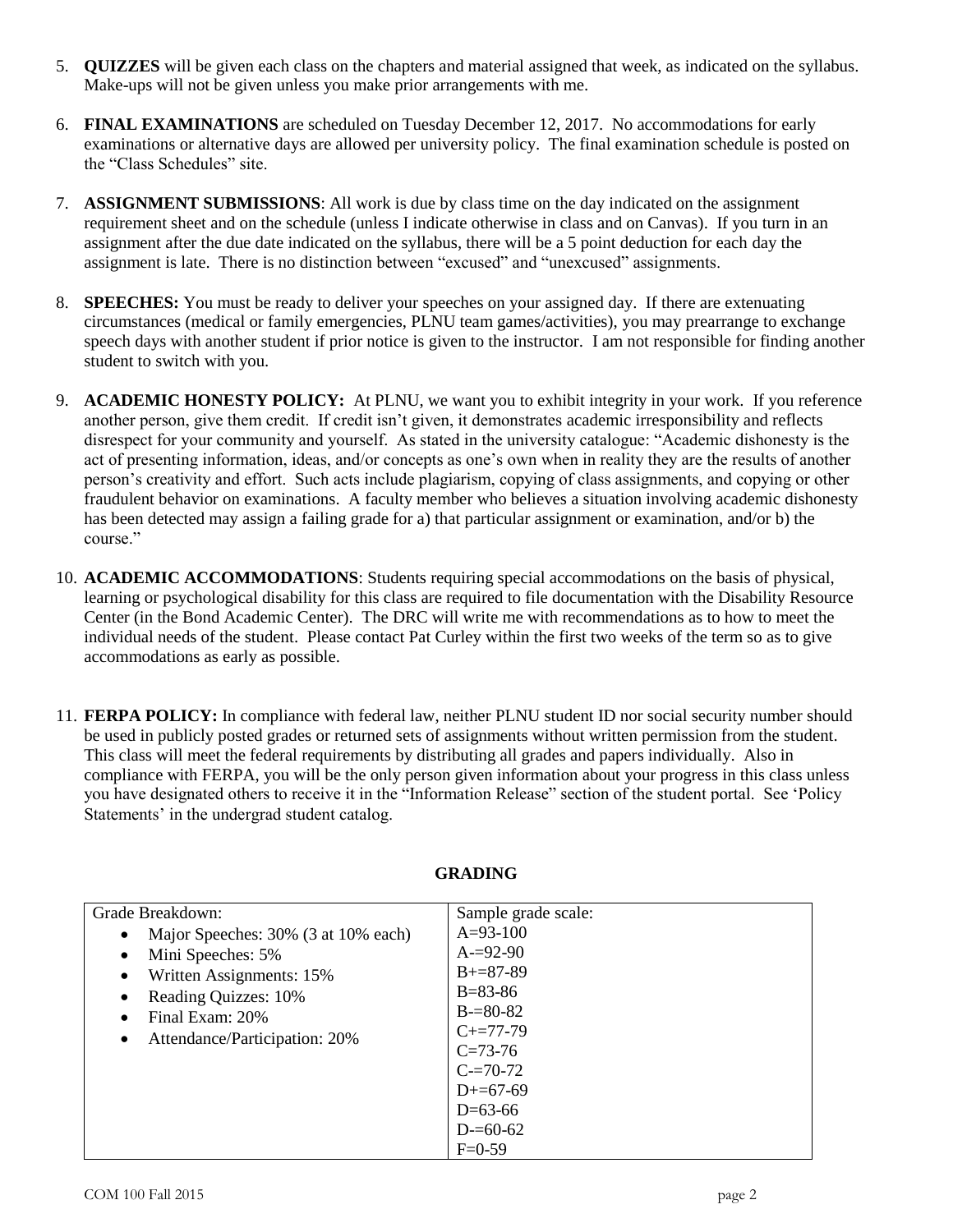5. **QUIZZES** will be given each class on the chapters and material assigned that week, as indicated on the syllabus. Make-ups will not be given unless you make prior arrangements with me.

6. **FINAL EXAMINATIONS** are scheduled on Tuesday December 12, 2017. No accommodations for early examinations or alternative days are allowed per university policy. The final examination schedule is posted on the "Class Schedules" site.

7. **ASSIGNMENT SUBMISSIONS**: All work is due by class time on the day indicated on the assignment requirement sheet and on the schedule (unless I indicate otherwise in class and on Canvas). If you turn in an assignment after the due date indicated on the syllabus, there will be a 5 point deduction for each day the assignment is late. There is no distinction between "excused" and "unexcused" assignments.

8. **SPEECHES:** You must be ready to deliver your speeches on your assigned day. If there are extenuating circumstances (medical or family emergencies, PLNU team games/activities), you may prearrange to exchange speech days with another student if prior notice is given to the instructor. I am not responsible for finding another student to switch with you.

9. **ACADEMIC HONESTY POLICY:** At PLNU, we want you to exhibit integrity in your work. If you reference another person, give them credit. If credit isn't given, it demonstrates academic irresponsibility and reflects disrespect for your community and yourself. As stated in the university catalogue: "Academic dishonesty is the act of presenting information, ideas, and/or concepts as one's own when in reality they are the results of another person's creativity and effort. Such acts include plagiarism, copying of class assignments, and copying or other fraudulent behavior on examinations. A faculty member who believes a situation involving academic dishonesty has been detected may assign a failing grade for a) that particular assignment or examination, and/or b) the course."

10. **ACADEMIC ACCOMMODATIONS**: Students requiring special accommodations on the basis of physical, learning or psychological disability for this class are required to file documentation with the Disability Resource Center (in the Bond Academic Center). The DRC will write me with recommendations as to how to meet the individual needs of the student. Please contact Pat Curley within the first two weeks of the term so as to give accommodations as early as possible.

11. **FERPA POLICY:** In compliance with federal law, neither PLNU student ID nor social security number should be used in publicly posted grades or returned sets of assignments without written permission from the student. This class will meet the federal requirements by distributing all grades and papers individually. Also in compliance with FERPA, you will be the only person given information about your progress in this class unless you have designated others to receive it in the "Information Release" section of the student portal. See 'Policy Statements' in the undergrad student catalog.

## GRADING

| Grade Breakdown: | Sample grade scale: |
|---|---|
| • Major Speeches: 30% (3 at 10% each) | A=93-100 |
| • Mini Speeches: 5% | A-=92-90 |
| • Written Assignments: 15% | B+=87-89 |
| • Reading Quizzes: 10% | B=83-86 |
| • Final Exam: 20% | B-=80-82 |
| • Attendance/Participation: 20% | C+=77-79 |
| | C=73-76 |
| | C-=70-72 |
| | D+=67-69 |
| | D=63-66 |
| | D-=60-62 |
| | F=0-59 |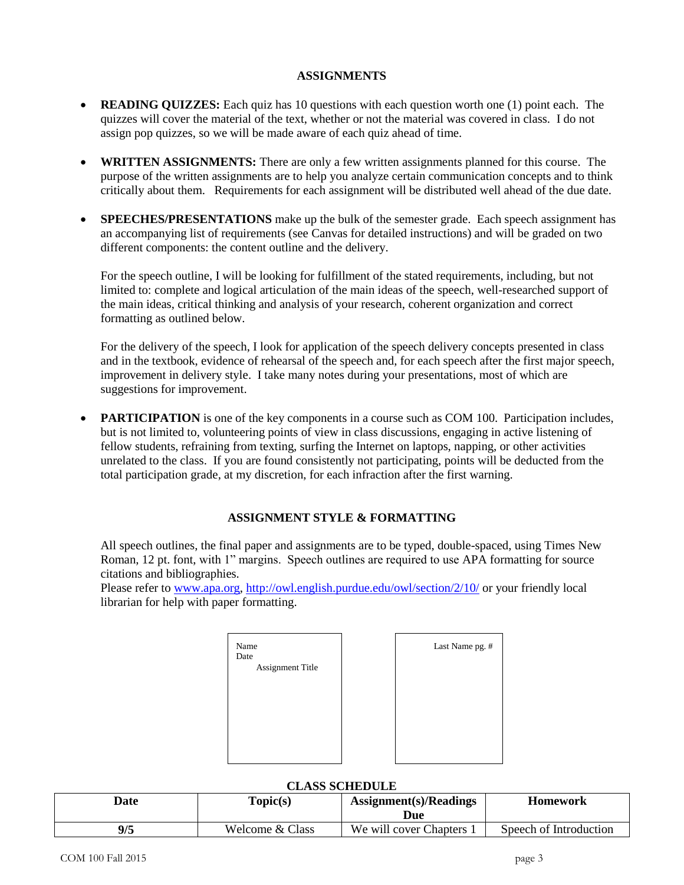## ASSIGNMENTS

- **READING QUIZZES:** Each quiz has 10 questions with each question worth one (1) point each. The quizzes will cover the material of the text, whether or not the material was covered in class. I do not assign pop quizzes, so we will be made aware of each quiz ahead of time.

- **WRITTEN ASSIGNMENTS:** There are only a few written assignments planned for this course. The purpose of the written assignments are to help you analyze certain communication concepts and to think critically about them. Requirements for each assignment will be distributed well ahead of the due date.

- **SPEECHES/PRESENTATIONS** make up the bulk of the semester grade. Each speech assignment has an accompanying list of requirements (see Canvas for detailed instructions) and will be graded on two different components: the content outline and the delivery.

  For the speech outline, I will be looking for fulfillment of the stated requirements, including, but not limited to: complete and logical articulation of the main ideas of the speech, well-researched support of the main ideas, critical thinking and analysis of your research, coherent organization and correct formatting as outlined below.

  For the delivery of the speech, I look for application of the speech delivery concepts presented in class and in the textbook, evidence of rehearsal of the speech and, for each speech after the first major speech, improvement in delivery style. I take many notes during your presentations, most of which are suggestions for improvement.

- **PARTICIPATION** is one of the key components in a course such as COM 100. Participation includes, but is not limited to, volunteering points of view in class discussions, engaging in active listening of fellow students, refraining from texting, surfing the Internet on laptops, napping, or other activities unrelated to the class. If you are found consistently not participating, points will be deducted from the total participation grade, at my discretion, for each infraction after the first warning.

## ASSIGNMENT STYLE & FORMATTING

All speech outlines, the final paper and assignments are to be typed, double-spaced, using Times New Roman, 12 pt. font, with 1" margins. Speech outlines are required to use APA formatting for source citations and bibliographies.
Please refer to www.apa.org, http://owl.english.purdue.edu/owl/section/2/10/ or your friendly local librarian for help with paper formatting.

Name
Date
Assignment Title

Last Name pg. #

## CLASS SCHEDULE

| Date | Topic(s) | Assignment(s)/Readings Due | Homework |
|---|---|---|---|
| 9/5 | Welcome & Class | We will cover Chapters 1 | Speech of Introduction |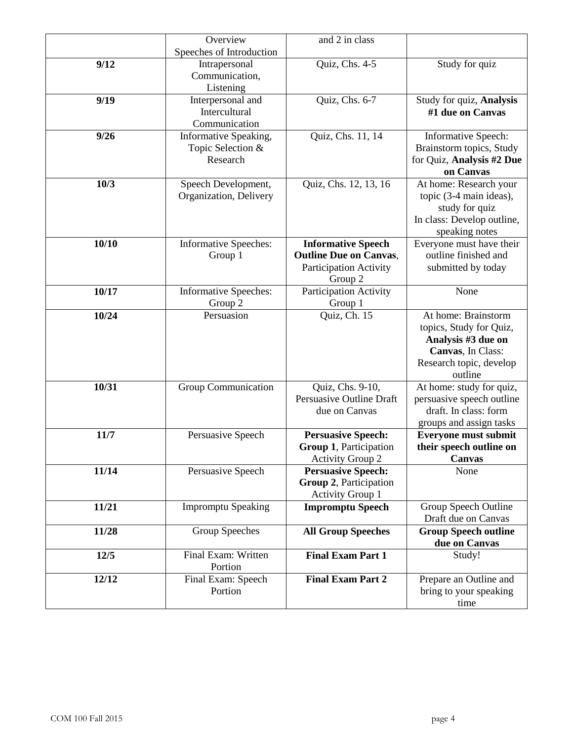| | | | |
|---|---|---|---|
| | Overview Speeches of Introduction | and 2 in class | |
| **9/12** | Intrapersonal Communication, Listening | Quiz, Chs. 4-5 | Study for quiz |
| **9/19** | Interpersonal and Intercultural Communication | Quiz, Chs. 6-7 | Study for quiz, **Analysis #1 due on Canvas** |
| **9/26** | Informative Speaking, Topic Selection & Research | Quiz, Chs. 11, 14 | Informative Speech: Brainstorm topics, Study for Quiz, **Analysis #2 Due on Canvas** |
| **10/3** | Speech Development, Organization, Delivery | Quiz, Chs. 12, 13, 16 | At home: Research your topic (3-4 main ideas), study for quiz In class: Develop outline, speaking notes |
| **10/10** | Informative Speeches: Group 1 | **Informative Speech Outline Due on Canvas**, Participation Activity Group 2 | Everyone must have their outline finished and submitted by today |
| **10/17** | Informative Speeches: Group 2 | Participation Activity Group 1 | None |
| **10/24** | Persuasion | Quiz, Ch. 15 | At home: Brainstorm topics, Study for Quiz, **Analysis #3 due on Canvas**, In Class: Research topic, develop outline |
| **10/31** | Group Communication | Quiz, Chs. 9-10, Persuasive Outline Draft due on Canvas | At home: study for quiz, persuasive speech outline draft. In class: form groups and assign tasks |
| **11/7** | Persuasive Speech | **Persuasive Speech: Group 1**, Participation Activity Group 2 | **Everyone must submit their speech outline on Canvas** |
| **11/14** | Persuasive Speech | **Persuasive Speech: Group 2**, Participation Activity Group 1 | None |
| **11/21** | Impromptu Speaking | **Impromptu Speech** | Group Speech Outline Draft due on Canvas |
| **11/28** | Group Speeches | **All Group Speeches** | **Group Speech outline due on Canvas** |
| **12/5** | Final Exam: Written Portion | **Final Exam Part 1** | Study! |
| **12/12** | Final Exam: Speech Portion | **Final Exam Part 2** | Prepare an Outline and bring to your speaking time |